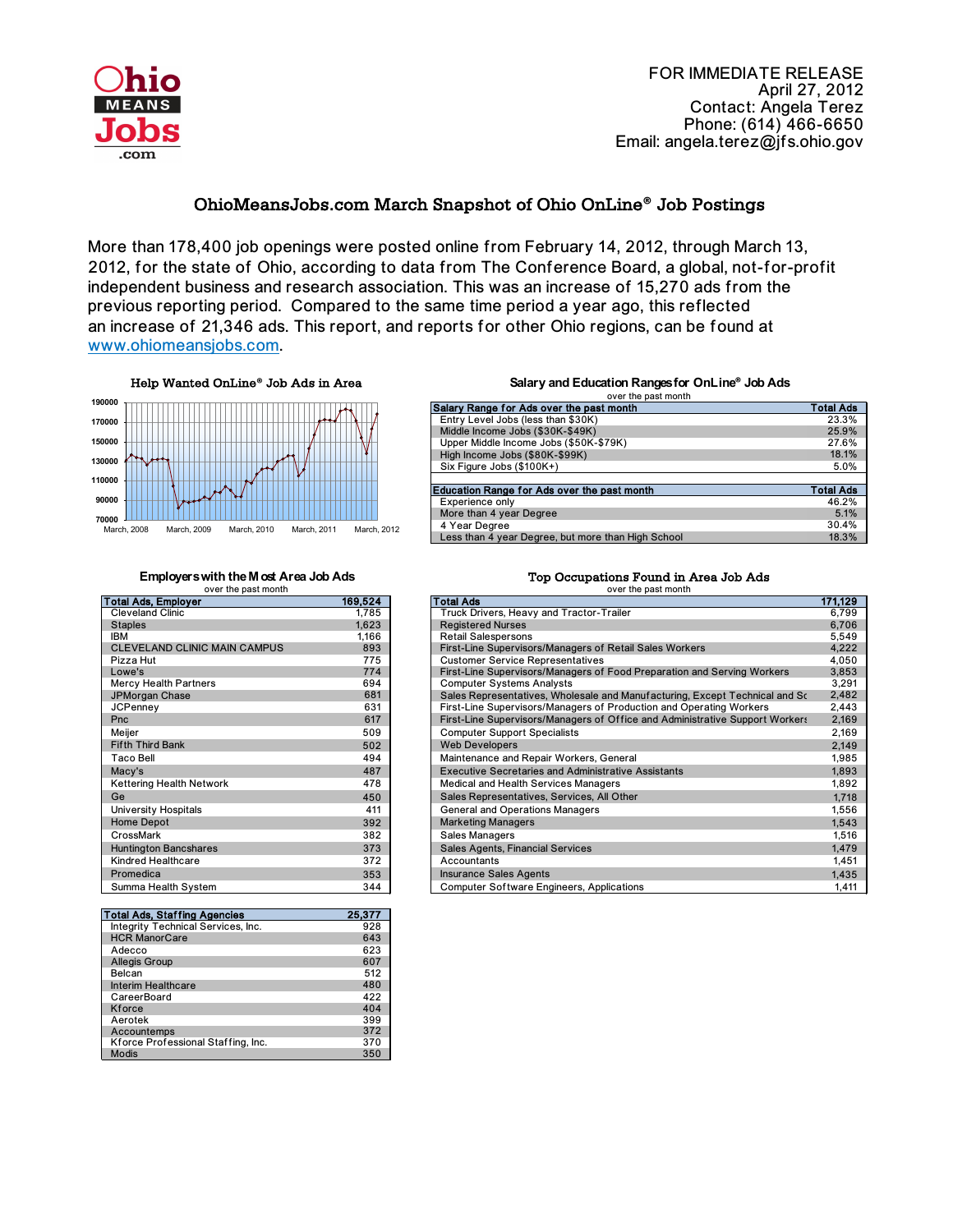Ohio MEANS Jobs .com

FOR IMMEDIATE RELEASE
April 27, 2012
Contact: Angela Terez
Phone: (614) 466-6650
Email: angela.terez@jfs.ohio.gov

# OhioMeansJobs.com March Snapshot of Ohio OnLine® Job Postings

More than 178,400 job openings were posted online from February 14, 2012, through March 13, 2012, for the state of Ohio, according to data from The Conference Board, a global, not-for-profit independent business and research association. This was an increase of 15,270 ads from the previous reporting period. Compared to the same time period a year ago, this reflected an increase of 21,346 ads. This report, and reports for other Ohio regions, can be found at www.ohiomeansjobs.com.

### Help Wanted OnLine® Job Ads in Area

(Chart: y-axis 70000 to 190000; x-axis March, 2008; March, 2009; March, 2010; March, 2011; March, 2012)

### Salary and Education Ranges for OnLine® Job Ads

over the past month

| Salary Range for Ads over the past month | Total Ads |
|---|---|
| Entry Level Jobs (less than $30K) | 23.3% |
| Middle Income Jobs ($30K-$49K) | 25.9% |
| Upper Middle Income Jobs ($50K-$79K) | 27.6% |
| High Income Jobs ($80K-$99K) | 18.1% |
| Six Figure Jobs ($100K+) | 5.0% |

| Education Range for Ads over the past month | Total Ads |
|---|---|
| Experience only | 46.2% |
| More than 4 year Degree | 5.1% |
| 4 Year Degree | 30.4% |
| Less than 4 year Degree, but more than High School | 18.3% |

### Employers with the Most Area Job Ads

over the past month

| Total Ads, Employer | 169,524 |
|---|---|
| Cleveland Clinic | 1,785 |
| Staples | 1,623 |
| IBM | 1,166 |
| CLEVELAND CLINIC MAIN CAMPUS | 893 |
| Pizza Hut | 775 |
| Lowe's | 774 |
| Mercy Health Partners | 694 |
| JPMorgan Chase | 681 |
| JCPenney | 631 |
| Pnc | 617 |
| Meijer | 509 |
| Fifth Third Bank | 502 |
| Taco Bell | 494 |
| Macy's | 487 |
| Kettering Health Network | 478 |
| Ge | 450 |
| University Hospitals | 411 |
| Home Depot | 392 |
| CrossMark | 382 |
| Huntington Bancshares | 373 |
| Kindred Healthcare | 372 |
| Promedica | 353 |
| Summa Health System | 344 |

| Total Ads, Staffing Agencies | 25,377 |
|---|---|
| Integrity Technical Services, Inc. | 928 |
| HCR ManorCare | 643 |
| Adecco | 623 |
| Allegis Group | 607 |
| Belcan | 512 |
| Interim Healthcare | 480 |
| CareerBoard | 422 |
| Kforce | 404 |
| Aerotek | 399 |
| Accountemps | 372 |
| Kforce Professional Staffing, Inc. | 370 |
| Modis | 350 |

### Top Occupations Found in Area Job Ads

over the past month

| Total Ads | 171,129 |
|---|---|
| Truck Drivers, Heavy and Tractor-Trailer | 6,799 |
| Registered Nurses | 6,706 |
| Retail Salespersons | 5,549 |
| First-Line Supervisors/Managers of Retail Sales Workers | 4,222 |
| Customer Service Representatives | 4,050 |
| First-Line Supervisors/Managers of Food Preparation and Serving Workers | 3,853 |
| Computer Systems Analysts | 3,291 |
| Sales Representatives, Wholesale and Manufacturing, Except Technical and Sc | 2,482 |
| First-Line Supervisors/Managers of Production and Operating Workers | 2,443 |
| First-Line Supervisors/Managers of Office and Administrative Support Workers | 2,169 |
| Computer Support Specialists | 2,169 |
| Web Developers | 2,149 |
| Maintenance and Repair Workers, General | 1,985 |
| Executive Secretaries and Administrative Assistants | 1,893 |
| Medical and Health Services Managers | 1,892 |
| Sales Representatives, Services, All Other | 1,718 |
| General and Operations Managers | 1,556 |
| Marketing Managers | 1,543 |
| Sales Managers | 1,516 |
| Sales Agents, Financial Services | 1,479 |
| Accountants | 1,451 |
| Insurance Sales Agents | 1,435 |
| Computer Software Engineers, Applications | 1,411 |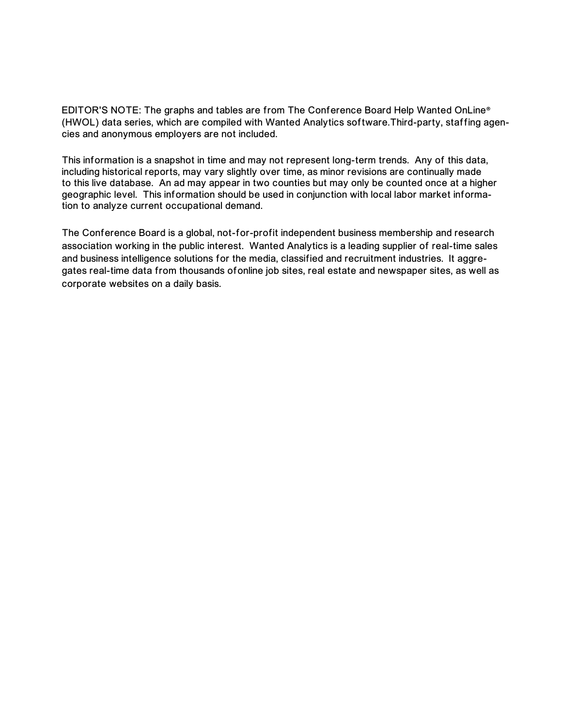EDITOR'S NOTE: The graphs and tables are from The Conference Board Help Wanted OnLine® (HWOL) data series, which are compiled with Wanted Analytics software.Third-party, staffing agencies and anonymous employers are not included.

This information is a snapshot in time and may not represent long-term trends. Any of this data, including historical reports, may vary slightly over time, as minor revisions are continually made to this live database. An ad may appear in two counties but may only be counted once at a higher geographic level. This information should be used in conjunction with local labor market information to analyze current occupational demand.

The Conference Board is a global, not-for-profit independent business membership and research association working in the public interest. Wanted Analytics is a leading supplier of real-time sales and business intelligence solutions for the media, classified and recruitment industries. It aggregates real-time data from thousands ofonline job sites, real estate and newspaper sites, as well as corporate websites on a daily basis.